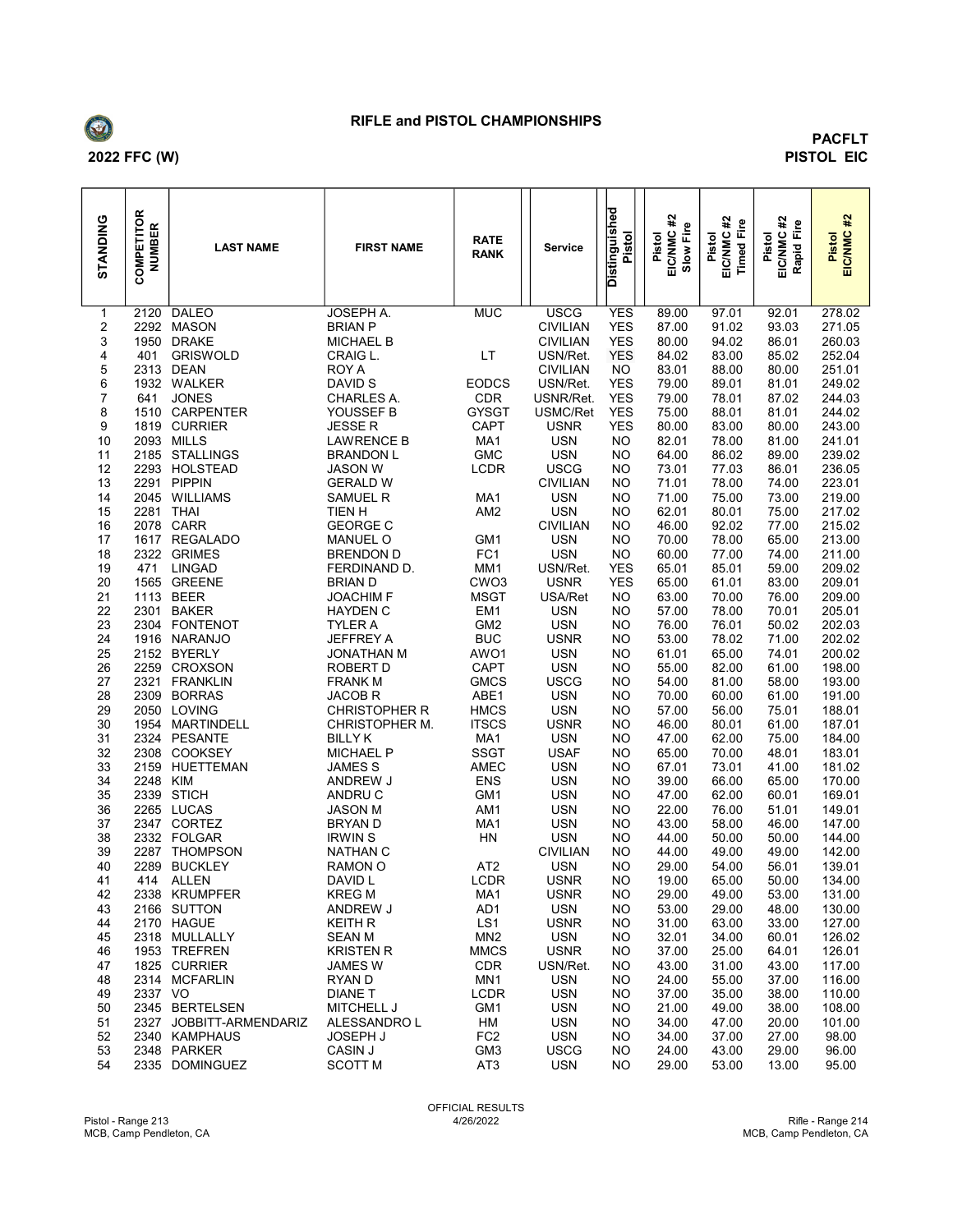# RIFLE and PISTOL CHAMPIONSHIPS

**2022 FFC (W)**

**PACFLT**
**PISTOL EIC**

| STANDING | COMPETITOR NUMBER | LAST NAME | FIRST NAME | RATE RANK | Service | Distinguished Pistol | Pistol EIC/NMC #2 Slow Fire | Pistol EIC/NMC #2 Timed Fire | Pistol EIC/NMC #2 Rapid Fire | Pistol EIC/NMC #2 |
|---|---|---|---|---|---|---|---|---|---|---|
| 1 | 2120 | DALEO | JOSEPH A. | MUC | USCG | YES | 89.00 | 97.01 | 92.01 | 278.02 |
| 2 | 2292 | MASON | BRIAN P | | CIVILIAN | YES | 87.00 | 91.02 | 93.03 | 271.05 |
| 3 | 1950 | DRAKE | MICHAEL B | | CIVILIAN | YES | 80.00 | 94.02 | 86.01 | 260.03 |
| 4 | 401 | GRISWOLD | CRAIG L. | LT | USN/Ret. | YES | 84.02 | 83.00 | 85.02 | 252.04 |
| 5 | 2313 | DEAN | ROY A | | CIVILIAN | NO | 83.01 | 88.00 | 80.00 | 251.01 |
| 6 | 1932 | WALKER | DAVID S | EODCS | USN/Ret. | YES | 79.00 | 89.01 | 81.01 | 249.02 |
| 7 | 641 | JONES | CHARLES A. | CDR | USNR/Ret. | YES | 79.00 | 78.01 | 87.02 | 244.03 |
| 8 | 1510 | CARPENTER | YOUSSEF B | GYSGT | USMC/Ret | YES | 75.00 | 88.01 | 81.01 | 244.02 |
| 9 | 1819 | CURRIER | JESSE R | CAPT | USNR | YES | 80.00 | 83.00 | 80.00 | 243.00 |
| 10 | 2093 | MILLS | LAWRENCE B | MA1 | USN | NO | 82.01 | 78.00 | 81.00 | 241.01 |
| 11 | 2185 | STALLINGS | BRANDON L | GMC | USN | NO | 64.00 | 86.02 | 89.00 | 239.02 |
| 12 | 2293 | HOLSTEAD | JASON W | LCDR | USCG | NO | 73.01 | 77.03 | 86.01 | 236.05 |
| 13 | 2291 | PIPPIN | GERALD W | | CIVILIAN | NO | 71.01 | 78.00 | 74.00 | 223.01 |
| 14 | 2045 | WILLIAMS | SAMUEL R | MA1 | USN | NO | 71.00 | 75.00 | 73.00 | 219.00 |
| 15 | 2281 | THAI | TIEN H | AM2 | USN | NO | 62.01 | 80.01 | 75.00 | 217.02 |
| 16 | 2078 | CARR | GEORGE C | | CIVILIAN | NO | 46.00 | 92.02 | 77.00 | 215.02 |
| 17 | 1617 | REGALADO | MANUEL O | GM1 | USN | NO | 70.00 | 78.00 | 65.00 | 213.00 |
| 18 | 2322 | GRIMES | BRENDON D | FC1 | USN | NO | 60.00 | 77.00 | 74.00 | 211.00 |
| 19 | 471 | LINGAD | FERDINAND D. | MM1 | USN/Ret. | YES | 65.01 | 85.01 | 59.00 | 209.02 |
| 20 | 1565 | GREENE | BRIAN D | CWO3 | USNR | YES | 65.00 | 61.01 | 83.00 | 209.01 |
| 21 | 1113 | BEER | JOACHIM F | MSGT | USA/Ret | NO | 63.00 | 70.00 | 76.00 | 209.00 |
| 22 | 2301 | BAKER | HAYDEN C | EM1 | USN | NO | 57.00 | 78.00 | 70.01 | 205.01 |
| 23 | 2304 | FONTENOT | TYLER A | GM2 | USN | NO | 76.00 | 76.01 | 50.02 | 202.03 |
| 24 | 1916 | NARANJO | JEFFREY A | BUC | USNR | NO | 53.00 | 78.02 | 71.00 | 202.02 |
| 25 | 2152 | BYERLY | JONATHAN M | AWO1 | USN | NO | 61.01 | 65.00 | 74.01 | 200.02 |
| 26 | 2259 | CROXSON | ROBERT D | CAPT | USN | NO | 55.00 | 82.00 | 61.00 | 198.00 |
| 27 | 2321 | FRANKLIN | FRANK M | GMCS | USCG | NO | 54.00 | 81.00 | 58.00 | 193.00 |
| 28 | 2309 | BORRAS | JACOB R | ABE1 | USN | NO | 70.00 | 60.00 | 61.00 | 191.00 |
| 29 | 2050 | LOVING | CHRISTOPHER R | HMCS | USN | NO | 57.00 | 56.00 | 75.01 | 188.01 |
| 30 | 1954 | MARTINDELL | CHRISTOPHER M. | ITSCS | USNR | NO | 46.00 | 80.01 | 61.00 | 187.01 |
| 31 | 2324 | PESANTE | BILLY K | MA1 | USN | NO | 47.00 | 62.00 | 75.00 | 184.00 |
| 32 | 2308 | COOKSEY | MICHAEL P | SSGT | USAF | NO | 65.00 | 70.00 | 48.01 | 183.01 |
| 33 | 2159 | HUETTEMAN | JAMES S | AMEC | USN | NO | 67.01 | 73.01 | 41.00 | 181.02 |
| 34 | 2248 | KIM | ANDREW J | ENS | USN | NO | 39.00 | 66.00 | 65.00 | 170.00 |
| 35 | 2339 | STICH | ANDRU C | GM1 | USN | NO | 47.00 | 62.00 | 60.01 | 169.01 |
| 36 | 2265 | LUCAS | JASON M | AM1 | USN | NO | 22.00 | 76.00 | 51.01 | 149.01 |
| 37 | 2347 | CORTEZ | BRYAN D | MA1 | USN | NO | 43.00 | 58.00 | 46.00 | 147.00 |
| 38 | 2332 | FOLGAR | IRWIN S | HN | USN | NO | 44.00 | 50.00 | 50.00 | 144.00 |
| 39 | 2287 | THOMPSON | NATHAN C | | CIVILIAN | NO | 44.00 | 49.00 | 49.00 | 142.00 |
| 40 | 2289 | BUCKLEY | RAMON O | AT2 | USN | NO | 29.00 | 54.00 | 56.01 | 139.01 |
| 41 | 414 | ALLEN | DAVID L | LCDR | USNR | NO | 19.00 | 65.00 | 50.00 | 134.00 |
| 42 | 2338 | KRUMPFER | KREG M | MA1 | USNR | NO | 29.00 | 49.00 | 53.00 | 131.00 |
| 43 | 2166 | SUTTON | ANDREW J | AD1 | USN | NO | 53.00 | 29.00 | 48.00 | 130.00 |
| 44 | 2170 | HAGUE | KEITH R | LS1 | USNR | NO | 31.00 | 63.00 | 33.00 | 127.00 |
| 45 | 2318 | MULLALLY | SEAN M | MN2 | USN | NO | 32.01 | 34.00 | 60.01 | 126.02 |
| 46 | 1953 | TREFREN | KRISTEN R | MMCS | USNR | NO | 37.00 | 25.00 | 64.01 | 126.01 |
| 47 | 1825 | CURRIER | JAMES W | CDR | USN/Ret. | NO | 43.00 | 31.00 | 43.00 | 117.00 |
| 48 | 2314 | MCFARLIN | RYAN D | MN1 | USN | NO | 24.00 | 55.00 | 37.00 | 116.00 |
| 49 | 2337 | VO | DIANE T | LCDR | USN | NO | 37.00 | 35.00 | 38.00 | 110.00 |
| 50 | 2345 | BERTELSEN | MITCHELL J | GM1 | USN | NO | 21.00 | 49.00 | 38.00 | 108.00 |
| 51 | 2327 | JOBBITT-ARMENDARIZ | ALESSANDRO L | HM | USN | NO | 34.00 | 47.00 | 20.00 | 101.00 |
| 52 | 2340 | KAMPHAUS | JOSEPH J | FC2 | USN | NO | 34.00 | 37.00 | 27.00 | 98.00 |
| 53 | 2348 | PARKER | CASIN J | GM3 | USCG | NO | 24.00 | 43.00 | 29.00 | 96.00 |
| 54 | 2335 | DOMINGUEZ | SCOTT M | AT3 | USN | NO | 29.00 | 53.00 | 13.00 | 95.00 |

OFFICIAL RESULTS
4/26/2022

Pistol - Range 213
MCB, Camp Pendleton, CA

Rifle - Range 214
MCB, Camp Pendleton, CA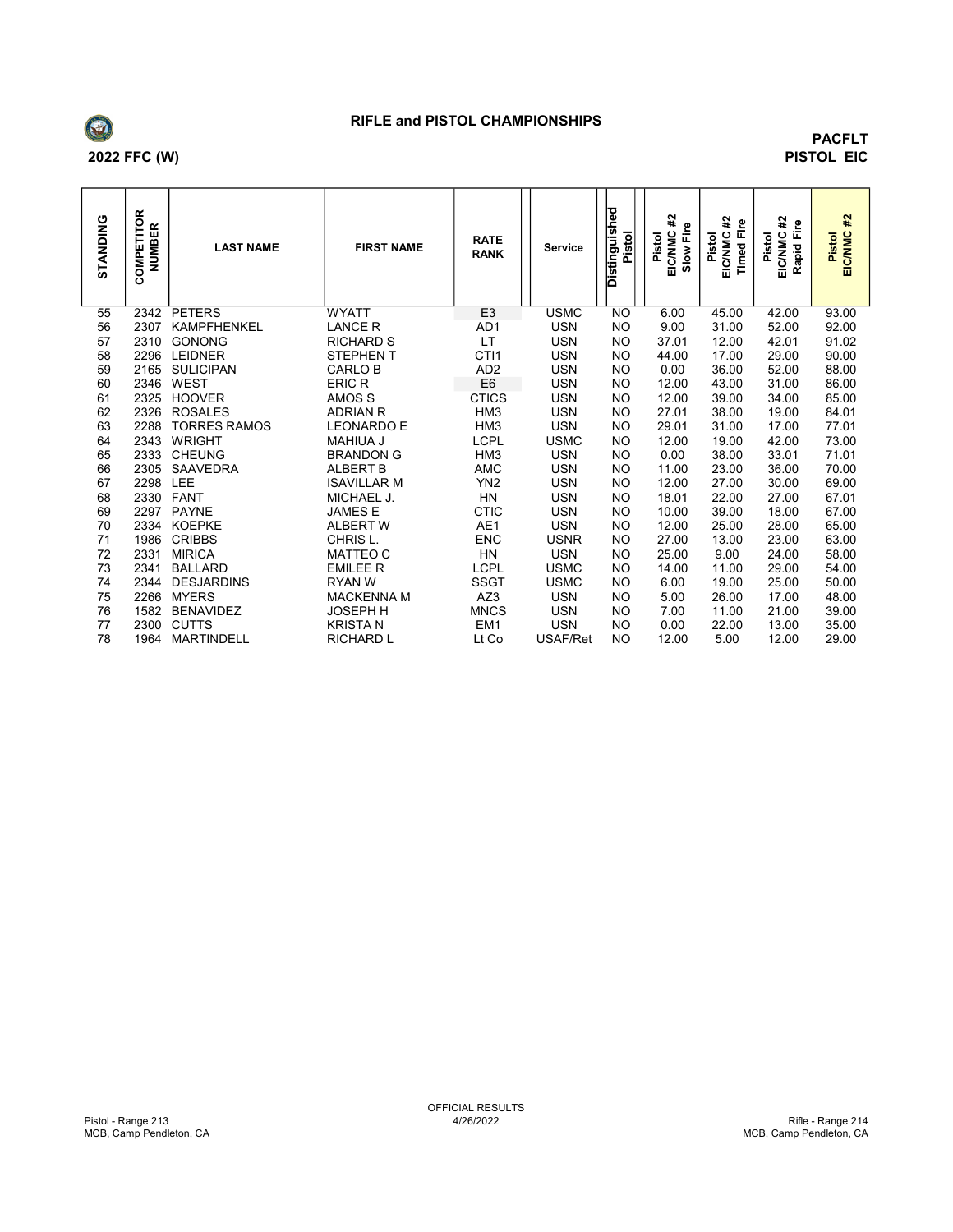# RIFLE and PISTOL CHAMPIONSHIPS

**2022 FFC (W)**

**PACFLT**
**PISTOL EIC**

| STANDING | COMPETITOR NUMBER | LAST NAME | FIRST NAME | RATE RANK | Service | Distinguished Pistol | Pistol EIC/NMC #2 Slow Fire | Pistol EIC/NMC #2 Timed Fire | Pistol EIC/NMC #2 Rapid Fire | Pistol EIC/NMC #2 |
|---|---|---|---|---|---|---|---|---|---|---|
| 55 | 2342 | PETERS | WYATT | E3 | USMC | NO | 6.00 | 45.00 | 42.00 | 93.00 |
| 56 | 2307 | KAMPFHENKEL | LANCE R | AD1 | USN | NO | 9.00 | 31.00 | 52.00 | 92.00 |
| 57 | 2310 | GONONG | RICHARD S | LT | USN | NO | 37.01 | 12.00 | 42.01 | 91.02 |
| 58 | 2296 | LEIDNER | STEPHEN T | CTI1 | USN | NO | 44.00 | 17.00 | 29.00 | 90.00 |
| 59 | 2165 | SULICIPAN | CARLO B | AD2 | USN | NO | 0.00 | 36.00 | 52.00 | 88.00 |
| 60 | 2346 | WEST | ERIC R | E6 | USN | NO | 12.00 | 43.00 | 31.00 | 86.00 |
| 61 | 2325 | HOOVER | AMOS S | CTICS | USN | NO | 12.00 | 39.00 | 34.00 | 85.00 |
| 62 | 2326 | ROSALES | ADRIAN R | HM3 | USN | NO | 27.01 | 38.00 | 19.00 | 84.01 |
| 63 | 2288 | TORRES RAMOS | LEONARDO E | HM3 | USN | NO | 29.01 | 31.00 | 17.00 | 77.01 |
| 64 | 2343 | WRIGHT | MAHIUA J | LCPL | USMC | NO | 12.00 | 19.00 | 42.00 | 73.00 |
| 65 | 2333 | CHEUNG | BRANDON G | HM3 | USN | NO | 0.00 | 38.00 | 33.01 | 71.01 |
| 66 | 2305 | SAAVEDRA | ALBERT B | AMC | USN | NO | 11.00 | 23.00 | 36.00 | 70.00 |
| 67 | 2298 | LEE | ISAVILLAR M | YN2 | USN | NO | 12.00 | 27.00 | 30.00 | 69.00 |
| 68 | 2330 | FANT | MICHAEL J. | HN | USN | NO | 18.01 | 22.00 | 27.00 | 67.01 |
| 69 | 2297 | PAYNE | JAMES E | CTIC | USN | NO | 10.00 | 39.00 | 18.00 | 67.00 |
| 70 | 2334 | KOEPKE | ALBERT W | AE1 | USN | NO | 12.00 | 25.00 | 28.00 | 65.00 |
| 71 | 1986 | CRIBBS | CHRIS L. | ENC | USNR | NO | 27.00 | 13.00 | 23.00 | 63.00 |
| 72 | 2331 | MIRICA | MATTEO C | HN | USN | NO | 25.00 | 9.00 | 24.00 | 58.00 |
| 73 | 2341 | BALLARD | EMILEE R | LCPL | USMC | NO | 14.00 | 11.00 | 29.00 | 54.00 |
| 74 | 2344 | DESJARDINS | RYAN W | SSGT | USMC | NO | 6.00 | 19.00 | 25.00 | 50.00 |
| 75 | 2266 | MYERS | MACKENNA M | AZ3 | USN | NO | 5.00 | 26.00 | 17.00 | 48.00 |
| 76 | 1582 | BENAVIDEZ | JOSEPH H | MNCS | USN | NO | 7.00 | 11.00 | 21.00 | 39.00 |
| 77 | 2300 | CUTTS | KRISTA N | EM1 | USN | NO | 0.00 | 22.00 | 13.00 | 35.00 |
| 78 | 1964 | MARTINDELL | RICHARD L | Lt Co | USAF/Ret | NO | 12.00 | 5.00 | 12.00 | 29.00 |

Pistol - Range 213
MCB, Camp Pendleton, CA

OFFICIAL RESULTS
4/26/2022

Rifle - Range 214
MCB, Camp Pendleton, CA